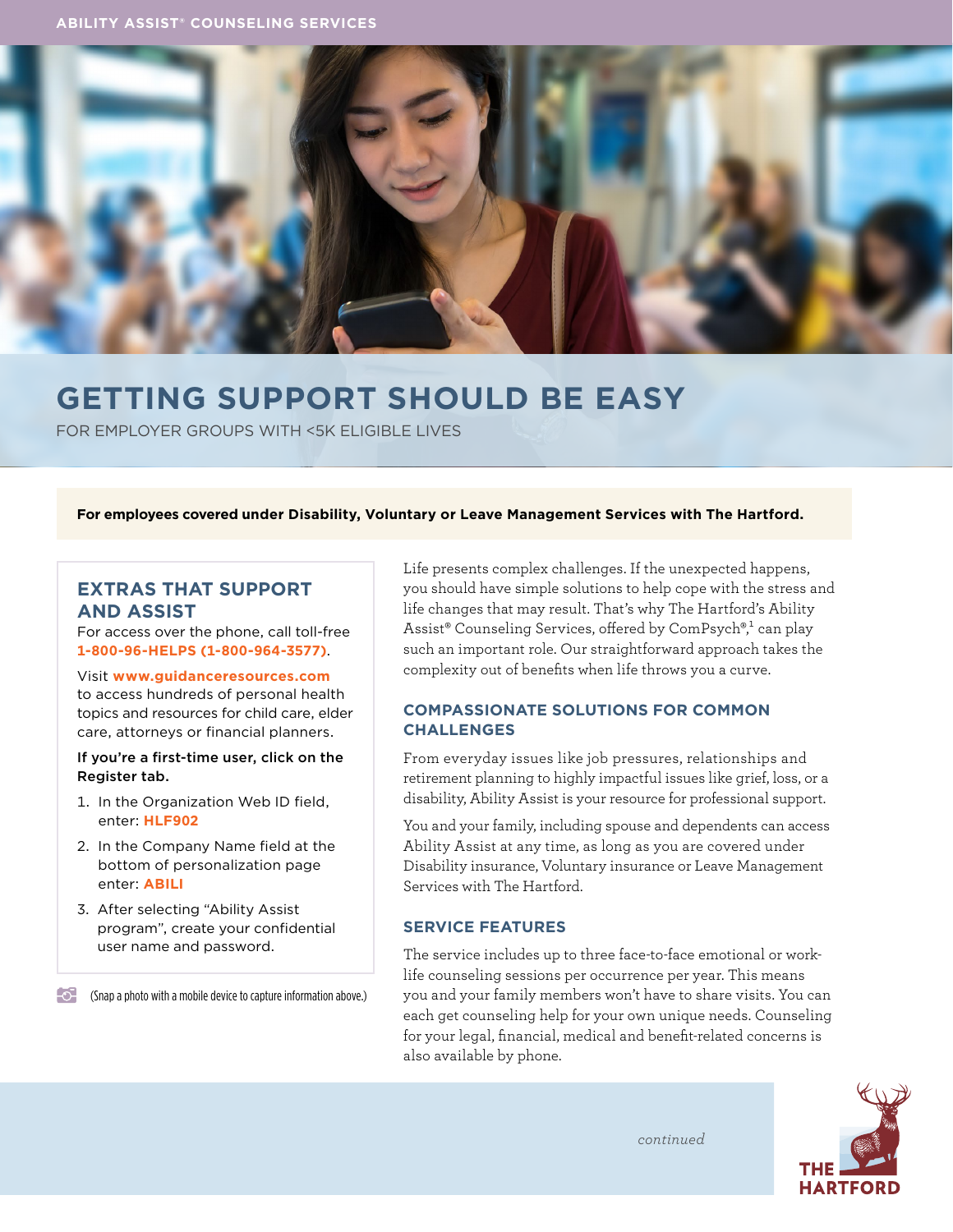ABILITY ASSIST® COUNSELING SERVICES

# GETTING SUPPORT SHOULD BE EASY

FOR EMPLOYER GROUPS WITH <5K ELIGIBLE LIVES

**For employees covered under Disability, Voluntary or Leave Management Services with The Hartford.**

## EXTRAS THAT SUPPORT AND ASSIST

For access over the phone, call toll-free **1-800-96-HELPS (1-800-964-3577)**.

Visit **www.guidanceresources.com** to access hundreds of personal health topics and resources for child care, elder care, attorneys or financial planners.

**If you're a first-time user, click on the Register tab.**

1. In the Organization Web ID field, enter: **HLF902**
2. In the Company Name field at the bottom of personalization page enter: **ABILI**
3. After selecting "Ability Assist program", create your confidential user name and password.

(Snap a photo with a mobile device to capture information above.)

Life presents complex challenges. If the unexpected happens, you should have simple solutions to help cope with the stress and life changes that may result. That's why The Hartford's Ability Assist® Counseling Services, offered by ComPsych®,[1] can play such an important role. Our straightforward approach takes the complexity out of benefits when life throws you a curve.

## COMPASSIONATE SOLUTIONS FOR COMMON CHALLENGES

From everyday issues like job pressures, relationships and retirement planning to highly impactful issues like grief, loss, or a disability, Ability Assist is your resource for professional support.

You and your family, including spouse and dependents can access Ability Assist at any time, as long as you are covered under Disability insurance, Voluntary insurance or Leave Management Services with The Hartford.

## SERVICE FEATURES

The service includes up to three face-to-face emotional or work-life counseling sessions per occurrence per year. This means you and your family members won't have to share visits. You can each get counseling help for your own unique needs. Counseling for your legal, financial, medical and benefit-related concerns is also available by phone.

*continued*

THE HARTFORD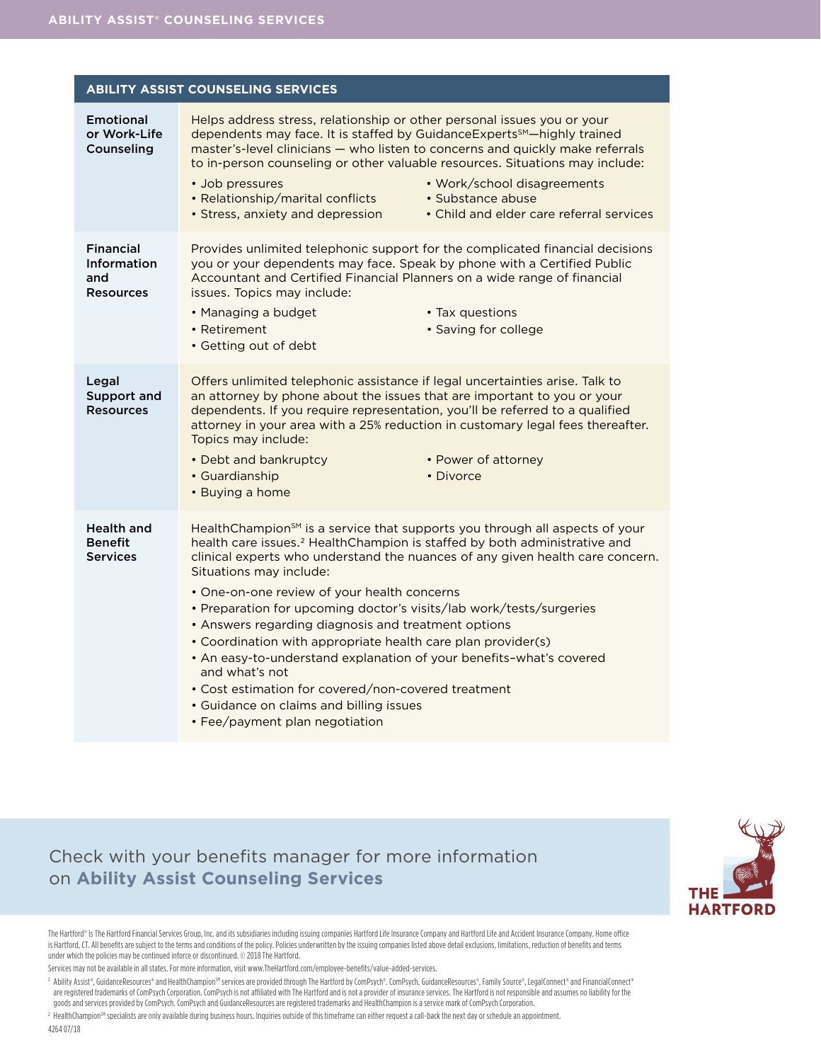## ABILITY ASSIST COUNSELING SERVICES

| | |
|---|---|
| **Emotional or Work-Life Counseling** | Helps address stress, relationship or other personal issues you or your dependents may face. It is staffed by GuidanceExperts℠—highly trained master's-level clinicians — who listen to concerns and quickly make referrals to in-person counseling or other valuable resources. Situations may include: • Job pressures • Relationship/marital conflicts • Stress, anxiety and depression • Work/school disagreements • Substance abuse • Child and elder care referral services |
| **Financial Information and Resources** | Provides unlimited telephonic support for the complicated financial decisions you or your dependents may face. Speak by phone with a Certified Public Accountant and Certified Financial Planners on a wide range of financial issues. Topics may include: • Managing a budget • Retirement • Getting out of debt • Tax questions • Saving for college |
| **Legal Support and Resources** | Offers unlimited telephonic assistance if legal uncertainties arise. Talk to an attorney by phone about the issues that are important to you or your dependents. If you require representation, you'll be referred to a qualified attorney in your area with a 25% reduction in customary legal fees thereafter. Topics may include: • Debt and bankruptcy • Guardianship • Buying a home • Power of attorney • Divorce |
| **Health and Benefit Services** | HealthChampion℠ is a service that supports you through all aspects of your health care issues.[2] HealthChampion is staffed by both administrative and clinical experts who understand the nuances of any given health care concern. Situations may include: • One-on-one review of your health concerns • Preparation for upcoming doctor's visits/lab work/tests/surgeries • Answers regarding diagnosis and treatment options • Coordination with appropriate health care plan provider(s) • An easy-to-understand explanation of your benefits–what's covered and what's not • Cost estimation for covered/non-covered treatment • Guidance on claims and billing issues • Fee/payment plan negotiation |

Check with your benefits manager for more information on **Ability Assist Counseling Services**

THE HARTFORD

The Hartford® is The Hartford Financial Services Group, Inc. and its subsidiaries including issuing companies Hartford Life Insurance Company and Hartford Life and Accident Insurance Company. Home office is Hartford, CT. All benefits are subject to the terms and conditions of the policy. Policies underwritten by the issuing companies listed above detail exclusions, limitations, reduction of benefits and terms under which the policies may be continued inforce or discontinued. © 2018 The Hartford.

Services may not be available in all states. For more information, visit www.TheHartford.com/employee-benefits/value-added-services.

[1] Ability Assist®, GuidanceResources® and HealthChampion℠ services are provided through The Hartford by ComPsych®. ComPsych, GuidanceResources®, Family Source®, LegalConnect® and FinancialConnect® are registered trademarks of ComPsych Corporation. ComPsych is not affiliated with The Hartford and is not a provider of insurance services. The Hartford is not responsible and assumes no liability for the goods and services provided by ComPsych. ComPsych and GuidanceResources are registered trademarks and HealthChampion is a service mark of ComPsych Corporation.

[2] HealthChampion℠ specialists are only available during business hours. Inquiries outside of this timeframe can either request a call-back the next day or schedule an appointment.

4264 07/18